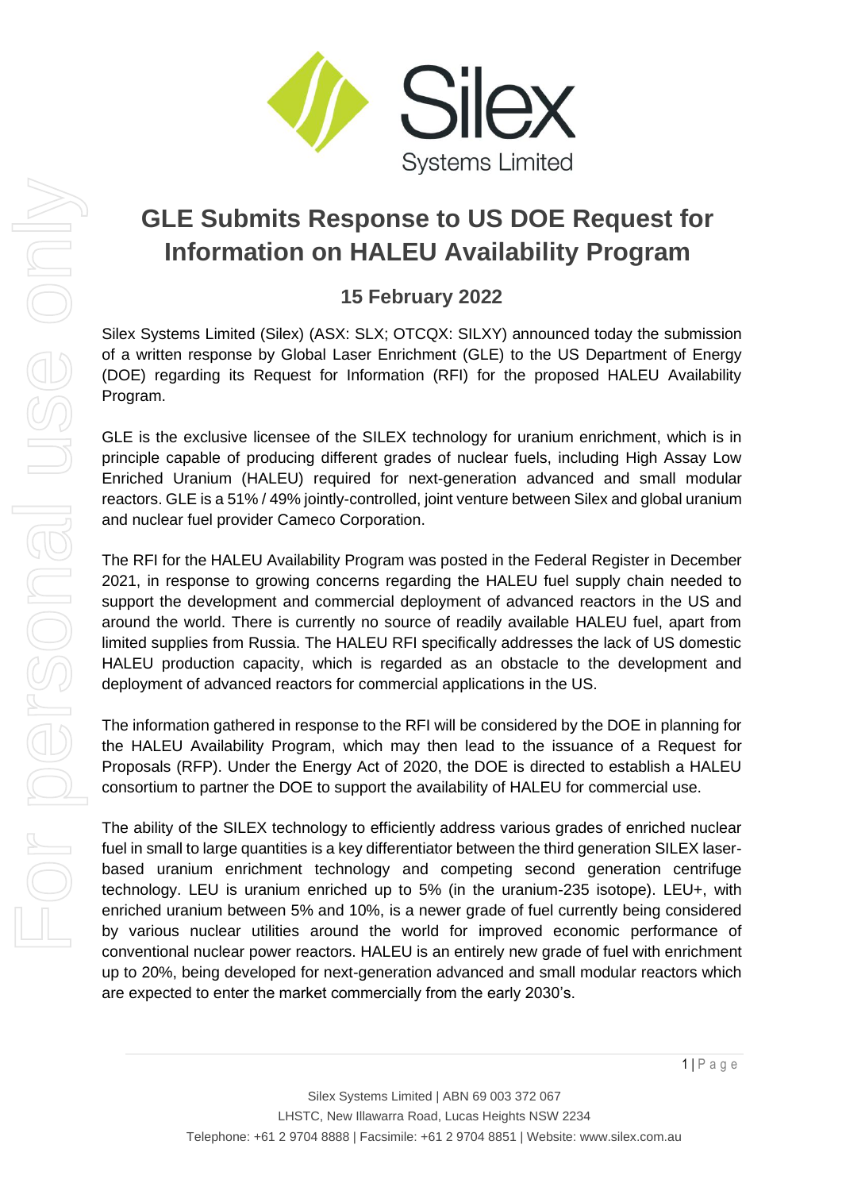# GLE Submits Response to US DOE Request for Information on HALEU Availability Program

## 15 February 2022

Silex Systems Limited (Silex) (ASX: SLX; OTCQX: SILXY) announced today the submission of a written response by Global Laser Enrichment (GLE) to the US Department of Energy (DOE) regarding its Request for Information (RFI) for the proposed HALEU Availability Program.

GLE is the exclusive licensee of the SILEX technology for uranium enrichment, which is in principle capable of producing different grades of nuclear fuels, including High Assay Low Enriched Uranium (HALEU) required for next-generation advanced and small modular reactors. GLE is a 51% / 49% jointly-controlled, joint venture between Silex and global uranium and nuclear fuel provider Cameco Corporation.

The RFI for the HALEU Availability Program was posted in the Federal Register in December 2021, in response to growing concerns regarding the HALEU fuel supply chain needed to support the development and commercial deployment of advanced reactors in the US and around the world. There is currently no source of readily available HALEU fuel, apart from limited supplies from Russia. The HALEU RFI specifically addresses the lack of US domestic HALEU production capacity, which is regarded as an obstacle to the development and deployment of advanced reactors for commercial applications in the US.

The information gathered in response to the RFI will be considered by the DOE in planning for the HALEU Availability Program, which may then lead to the issuance of a Request for Proposals (RFP). Under the Energy Act of 2020, the DOE is directed to establish a HALEU consortium to partner the DOE to support the availability of HALEU for commercial use.

The ability of the SILEX technology to efficiently address various grades of enriched nuclear fuel in small to large quantities is a key differentiator between the third generation SILEX laser-based uranium enrichment technology and competing second generation centrifuge technology. LEU is uranium enriched up to 5% (in the uranium-235 isotope). LEU+, with enriched uranium between 5% and 10%, is a newer grade of fuel currently being considered by various nuclear utilities around the world for improved economic performance of conventional nuclear power reactors. HALEU is an entirely new grade of fuel with enrichment up to 20%, being developed for next-generation advanced and small modular reactors which are expected to enter the market commercially from the early 2030's.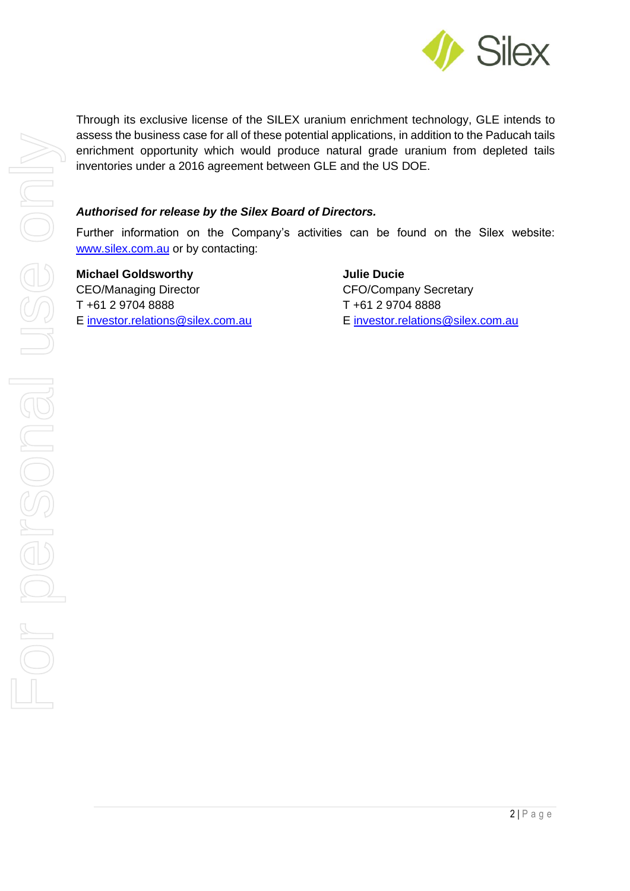Through its exclusive license of the SILEX uranium enrichment technology, GLE intends to assess the business case for all of these potential applications, in addition to the Paducah tails enrichment opportunity which would produce natural grade uranium from depleted tails inventories under a 2016 agreement between GLE and the US DOE.

***Authorised for release by the Silex Board of Directors.***

Further information on the Company's activities can be found on the Silex website: www.silex.com.au or by contacting:

**Michael Goldsworthy**
CEO/Managing Director
T +61 2 9704 8888
E investor.relations@silex.com.au

**Julie Ducie**
CFO/Company Secretary
T +61 2 9704 8888
E investor.relations@silex.com.au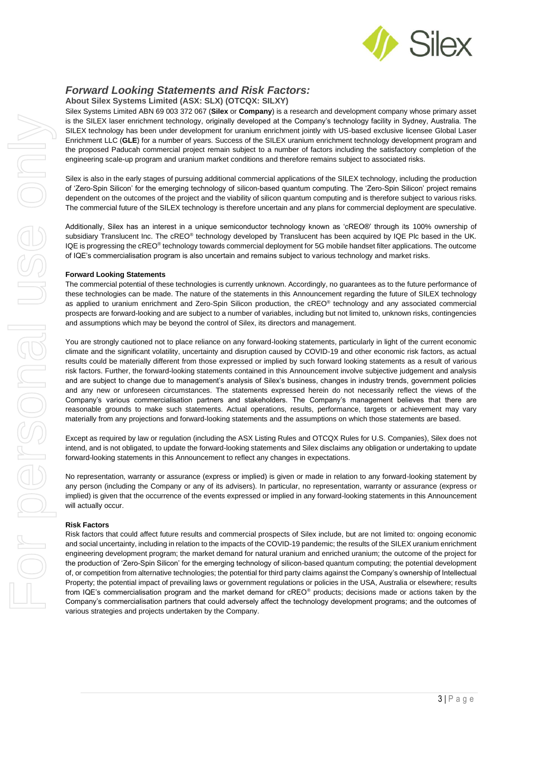## *Forward Looking Statements and Risk Factors:*

**About Silex Systems Limited (ASX: SLX) (OTCQX: SILXY)**

Silex Systems Limited ABN 69 003 372 067 (**Silex** or **Company**) is a research and development company whose primary asset is the SILEX laser enrichment technology, originally developed at the Company's technology facility in Sydney, Australia. The SILEX technology has been under development for uranium enrichment jointly with US-based exclusive licensee Global Laser Enrichment LLC (**GLE**) for a number of years. Success of the SILEX uranium enrichment technology development program and the proposed Paducah commercial project remain subject to a number of factors including the satisfactory completion of the engineering scale-up program and uranium market conditions and therefore remains subject to associated risks.

Silex is also in the early stages of pursuing additional commercial applications of the SILEX technology, including the production of 'Zero-Spin Silicon' for the emerging technology of silicon-based quantum computing. The 'Zero-Spin Silicon' project remains dependent on the outcomes of the project and the viability of silicon quantum computing and is therefore subject to various risks. The commercial future of the SILEX technology is therefore uncertain and any plans for commercial deployment are speculative.

Additionally, Silex has an interest in a unique semiconductor technology known as 'cREO®' through its 100% ownership of subsidiary Translucent Inc. The cREO® technology developed by Translucent has been acquired by IQE Plc based in the UK. IQE is progressing the cREO® technology towards commercial deployment for 5G mobile handset filter applications. The outcome of IQE's commercialisation program is also uncertain and remains subject to various technology and market risks.

**Forward Looking Statements**

The commercial potential of these technologies is currently unknown. Accordingly, no guarantees as to the future performance of these technologies can be made. The nature of the statements in this Announcement regarding the future of SILEX technology as applied to uranium enrichment and Zero-Spin Silicon production, the cREO® technology and any associated commercial prospects are forward-looking and are subject to a number of variables, including but not limited to, unknown risks, contingencies and assumptions which may be beyond the control of Silex, its directors and management.

You are strongly cautioned not to place reliance on any forward-looking statements, particularly in light of the current economic climate and the significant volatility, uncertainty and disruption caused by COVID-19 and other economic risk factors, as actual results could be materially different from those expressed or implied by such forward looking statements as a result of various risk factors. Further, the forward-looking statements contained in this Announcement involve subjective judgement and analysis and are subject to change due to management's analysis of Silex's business, changes in industry trends, government policies and any new or unforeseen circumstances. The statements expressed herein do not necessarily reflect the views of the Company's various commercialisation partners and stakeholders. The Company's management believes that there are reasonable grounds to make such statements. Actual operations, results, performance, targets or achievement may vary materially from any projections and forward-looking statements and the assumptions on which those statements are based.

Except as required by law or regulation (including the ASX Listing Rules and OTCQX Rules for U.S. Companies), Silex does not intend, and is not obligated, to update the forward-looking statements and Silex disclaims any obligation or undertaking to update forward-looking statements in this Announcement to reflect any changes in expectations.

No representation, warranty or assurance (express or implied) is given or made in relation to any forward-looking statement by any person (including the Company or any of its advisers). In particular, no representation, warranty or assurance (express or implied) is given that the occurrence of the events expressed or implied in any forward-looking statements in this Announcement will actually occur.

**Risk Factors**

Risk factors that could affect future results and commercial prospects of Silex include, but are not limited to: ongoing economic and social uncertainty, including in relation to the impacts of the COVID-19 pandemic; the results of the SILEX uranium enrichment engineering development program; the market demand for natural uranium and enriched uranium; the outcome of the project for the production of 'Zero-Spin Silicon' for the emerging technology of silicon-based quantum computing; the potential development of, or competition from alternative technologies; the potential for third party claims against the Company's ownership of Intellectual Property; the potential impact of prevailing laws or government regulations or policies in the USA, Australia or elsewhere; results from IQE's commercialisation program and the market demand for cREO® products; decisions made or actions taken by the Company's commercialisation partners that could adversely affect the technology development programs; and the outcomes of various strategies and projects undertaken by the Company.